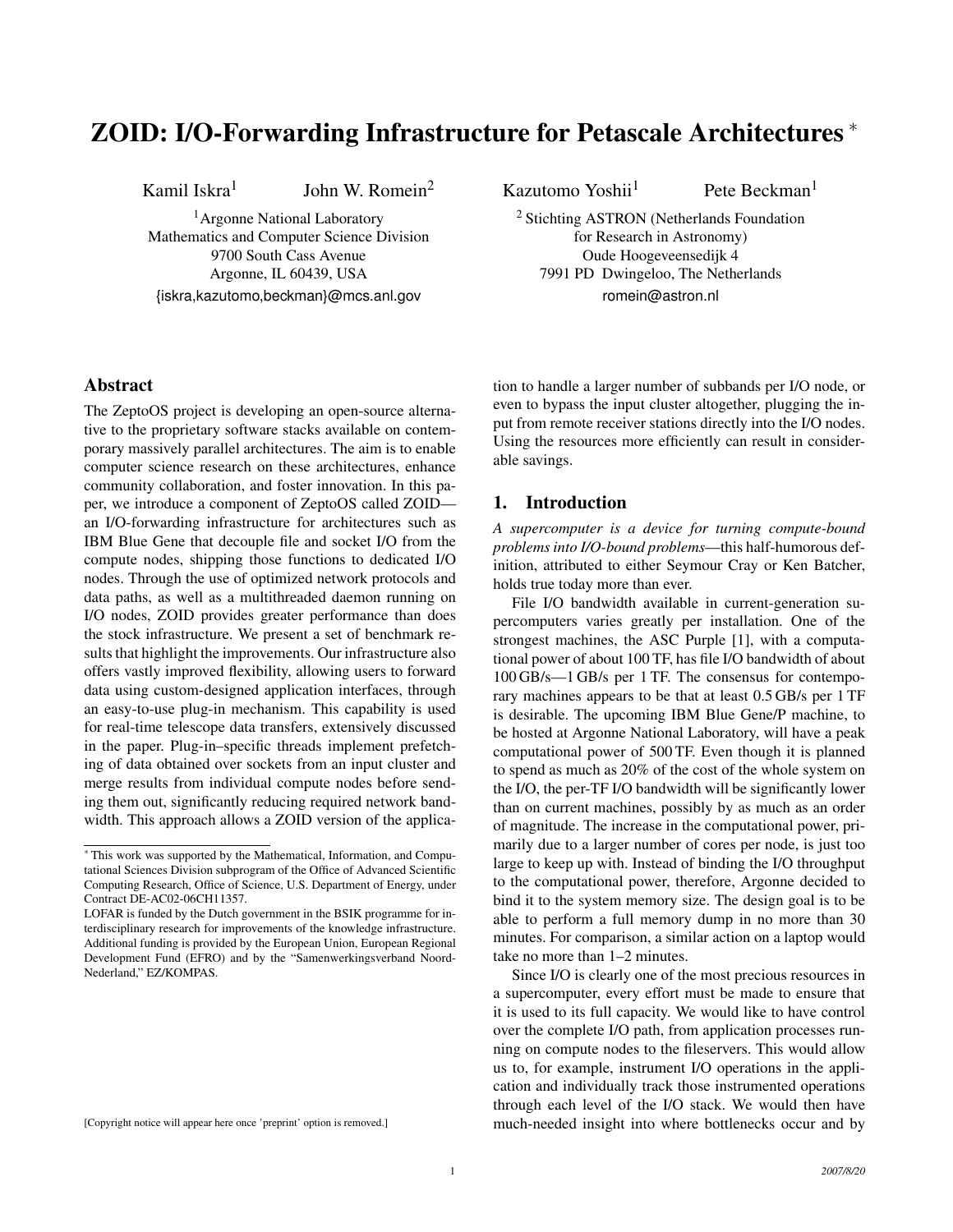# ZOID: I/O-Forwarding Infrastructure for Petascale Architectures *

Kamil Iskra[1] John W. Romein[2] Kazutomo Yoshii[1] Pete Beckman[1]

[1] Argonne National Laboratory
Mathematics and Computer Science Division
9700 South Cass Avenue
Argonne, IL 60439, USA
{iskra,kazutomo,beckman}@mcs.anl.gov

[2] Stichting ASTRON (Netherlands Foundation for Research in Astronomy)
Oude Hoogeveensedijk 4
7991 PD Dwingeloo, The Netherlands
romein@astron.nl

## Abstract

The ZeptoOS project is developing an open-source alternative to the proprietary software stacks available on contemporary massively parallel architectures. The aim is to enable computer science research on these architectures, enhance community collaboration, and foster innovation. In this paper, we introduce a component of ZeptoOS called ZOID—an I/O-forwarding infrastructure for architectures such as IBM Blue Gene that decouple file and socket I/O from the compute nodes, shipping those functions to dedicated I/O nodes. Through the use of optimized network protocols and data paths, as well as a multithreaded daemon running on I/O nodes, ZOID provides greater performance than does the stock infrastructure. We present a set of benchmark results that highlight the improvements. Our infrastructure also offers vastly improved flexibility, allowing users to forward data using custom-designed application interfaces, through an easy-to-use plug-in mechanism. This capability is used for real-time telescope data transfers, extensively discussed in the paper. Plug-in–specific threads implement prefetching of data obtained over sockets from an input cluster and merge results from individual compute nodes before sending them out, significantly reducing required network bandwidth. This approach allows a ZOID version of the application to handle a larger number of subbands per I/O node, or even to bypass the input cluster altogether, plugging the input from remote receiver stations directly into the I/O nodes. Using the resources more efficiently can result in considerable savings.

* This work was supported by the Mathematical, Information, and Computational Sciences Division subprogram of the Office of Advanced Scientific Computing Research, Office of Science, U.S. Department of Energy, under Contract DE-AC02-06CH11357.
LOFAR is funded by the Dutch government in the BSIK programme for interdisciplinary research for improvements of the knowledge infrastructure. Additional funding is provided by the European Union, European Regional Development Fund (EFRO) and by the "Samenwerkingsverband Noord-Nederland," EZ/KOMPAS.

[Copyright notice will appear here once 'preprint' option is removed.]

## 1. Introduction

*A supercomputer is a device for turning compute-bound problems into I/O-bound problems*—this half-humorous definition, attributed to either Seymour Cray or Ken Batcher, holds true today more than ever.

File I/O bandwidth available in current-generation supercomputers varies greatly per installation. One of the strongest machines, the ASC Purple [1], with a computational power of about 100 TF, has file I/O bandwidth of about 100 GB/s—1 GB/s per 1 TF. The consensus for contemporary machines appears to be that at least 0.5 GB/s per 1 TF is desirable. The upcoming IBM Blue Gene/P machine, to be hosted at Argonne National Laboratory, will have a peak computational power of 500 TF. Even though it is planned to spend as much as 20% of the cost of the whole system on the I/O, the per-TF I/O bandwidth will be significantly lower than on current machines, possibly by as much as an order of magnitude. The increase in the computational power, primarily due to a larger number of cores per node, is just too large to keep up with. Instead of binding the I/O throughput to the computational power, therefore, Argonne decided to bind it to the system memory size. The design goal is to be able to perform a full memory dump in no more than 30 minutes. For comparison, a similar action on a laptop would take no more than 1–2 minutes.

Since I/O is clearly one of the most precious resources in a supercomputer, every effort must be made to ensure that it is used to its full capacity. We would like to have control over the complete I/O path, from application processes running on compute nodes to the fileservers. This would allow us to, for example, instrument I/O operations in the application and individually track those instrumented operations through each level of the I/O stack. We would then have much-needed insight into where bottlenecks occur and by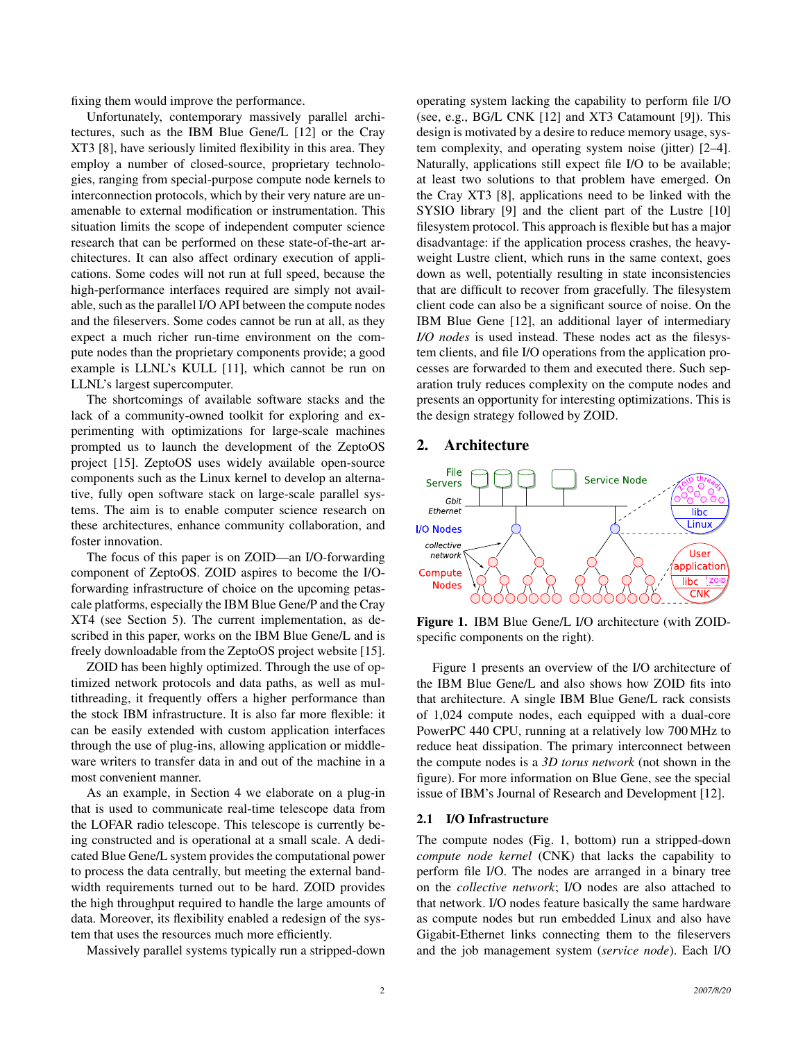fixing them would improve the performance.

Unfortunately, contemporary massively parallel architectures, such as the IBM Blue Gene/L [12] or the Cray XT3 [8], have seriously limited flexibility in this area. They employ a number of closed-source, proprietary technologies, ranging from special-purpose compute node kernels to interconnection protocols, which by their very nature are unamenable to external modification or instrumentation. This situation limits the scope of independent computer science research that can be performed on these state-of-the-art architectures. It can also affect ordinary execution of applications. Some codes will not run at full speed, because the high-performance interfaces required are simply not available, such as the parallel I/O API between the compute nodes and the fileservers. Some codes cannot be run at all, as they expect a much richer run-time environment on the compute nodes than the proprietary components provide; a good example is LLNL's KULL [11], which cannot be run on LLNL's largest supercomputer.

The shortcomings of available software stacks and the lack of a community-owned toolkit for exploring and experimenting with optimizations for large-scale machines prompted us to launch the development of the ZeptoOS project [15]. ZeptoOS uses widely available open-source components such as the Linux kernel to develop an alternative, fully open software stack on large-scale parallel systems. The aim is to enable computer science research on these architectures, enhance community collaboration, and foster innovation.

The focus of this paper is on ZOID—an I/O-forwarding component of ZeptoOS. ZOID aspires to become the I/O-forwarding infrastructure of choice on the upcoming petascale platforms, especially the IBM Blue Gene/P and the Cray XT4 (see Section 5). The current implementation, as described in this paper, works on the IBM Blue Gene/L and is freely downloadable from the ZeptoOS project website [15].

ZOID has been highly optimized. Through the use of optimized network protocols and data paths, as well as multithreading, it frequently offers a higher performance than the stock IBM infrastructure. It is also far more flexible: it can be easily extended with custom application interfaces through the use of plug-ins, allowing application or middleware writers to transfer data in and out of the machine in a most convenient manner.

As an example, in Section 4 we elaborate on a plug-in that is used to communicate real-time telescope data from the LOFAR radio telescope. This telescope is currently being constructed and is operational at a small scale. A dedicated Blue Gene/L system provides the computational power to process the data centrally, but meeting the external bandwidth requirements turned out to be hard. ZOID provides the high throughput required to handle the large amounts of data. Moreover, its flexibility enabled a redesign of the system that uses the resources much more efficiently.

Massively parallel systems typically run a stripped-down operating system lacking the capability to perform file I/O (see, e.g., BG/L CNK [12] and XT3 Catamount [9]). This design is motivated by a desire to reduce memory usage, system complexity, and operating system noise (jitter) [2–4]. Naturally, applications still expect file I/O to be available; at least two solutions to that problem have emerged. On the Cray XT3 [8], applications need to be linked with the SYSIO library [9] and the client part of the Lustre [10] filesystem protocol. This approach is flexible but has a major disadvantage: if the application process crashes, the heavyweight Lustre client, which runs in the same context, goes down as well, potentially resulting in state inconsistencies that are difficult to recover from gracefully. The filesystem client code can also be a significant source of noise. On the IBM Blue Gene [12], an additional layer of intermediary *I/O nodes* is used instead. These nodes act as the filesystem clients, and file I/O operations from the application processes are forwarded to them and executed there. Such separation truly reduces complexity on the compute nodes and presents an opportunity for interesting optimizations. This is the design strategy followed by ZOID.

## 2. Architecture

**Figure 1.** IBM Blue Gene/L I/O architecture (with ZOID-specific components on the right).

Figure 1 presents an overview of the I/O architecture of the IBM Blue Gene/L and also shows how ZOID fits into that architecture. A single IBM Blue Gene/L rack consists of 1,024 compute nodes, each equipped with a dual-core PowerPC 440 CPU, running at a relatively low 700 MHz to reduce heat dissipation. The primary interconnect between the compute nodes is a *3D torus network* (not shown in the figure). For more information on Blue Gene, see the special issue of IBM's Journal of Research and Development [12].

### 2.1 I/O Infrastructure

The compute nodes (Fig. 1, bottom) run a stripped-down *compute node kernel* (CNK) that lacks the capability to perform file I/O. The nodes are arranged in a binary tree on the *collective network*; I/O nodes are also attached to that network. I/O nodes feature basically the same hardware as compute nodes but run embedded Linux and also have Gigabit-Ethernet links connecting them to the fileservers and the job management system (*service node*). Each I/O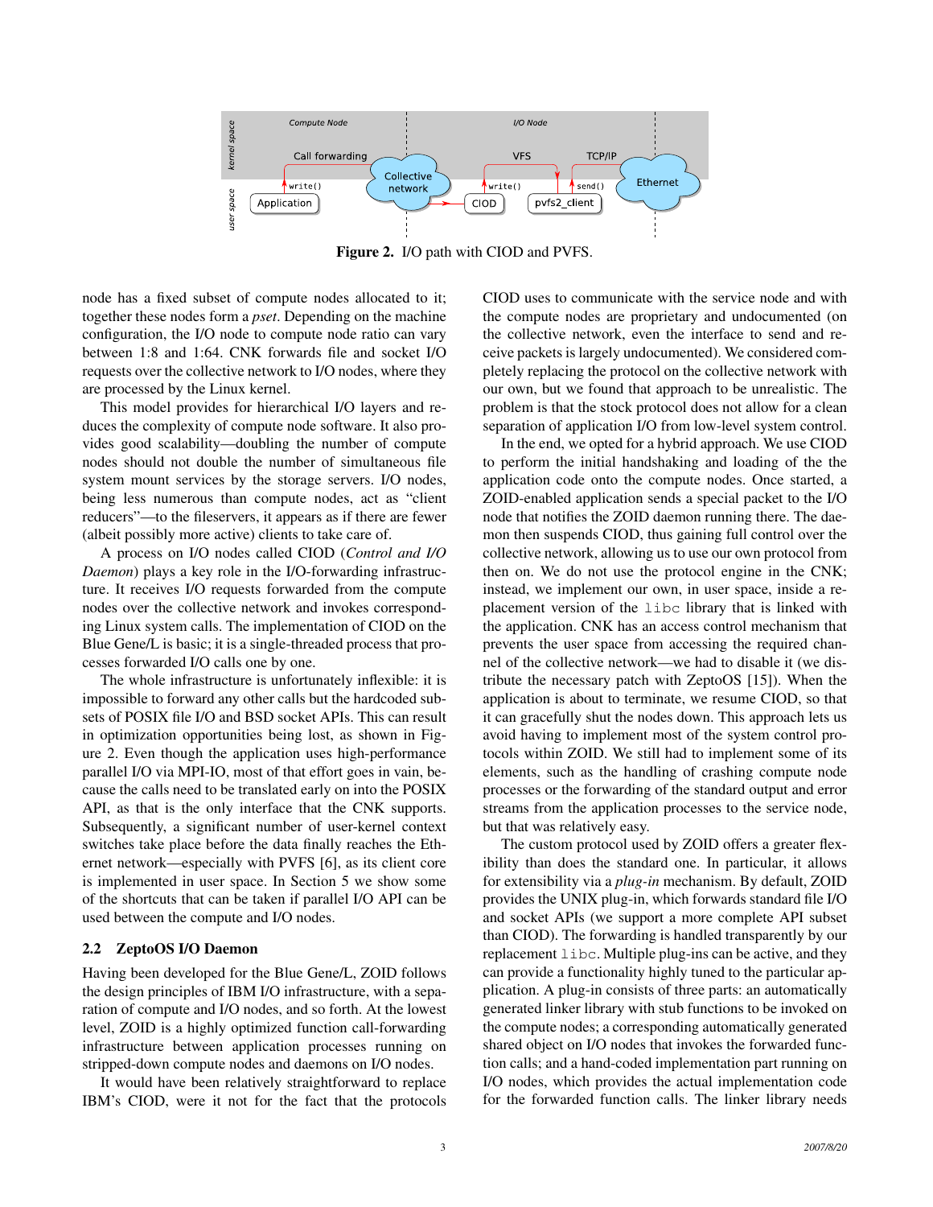Compute Node

I/O Node

kernel space

user space

Call forwarding

VFS

TCP/IP

write()

Collective network

write()

send()

Ethernet

Application

CIOD

pvfs2_client

**Figure 2.** I/O path with CIOD and PVFS.

node has a fixed subset of compute nodes allocated to it; together these nodes form a *pset*. Depending on the machine configuration, the I/O node to compute node ratio can vary between 1:8 and 1:64. CNK forwards file and socket I/O requests over the collective network to I/O nodes, where they are processed by the Linux kernel.

This model provides for hierarchical I/O layers and reduces the complexity of compute node software. It also provides good scalability—doubling the number of compute nodes should not double the number of simultaneous file system mount services by the storage servers. I/O nodes, being less numerous than compute nodes, act as "client reducers"—to the fileservers, it appears as if there are fewer (albeit possibly more active) clients to take care of.

A process on I/O nodes called CIOD (*Control and I/O Daemon*) plays a key role in the I/O-forwarding infrastructure. It receives I/O requests forwarded from the compute nodes over the collective network and invokes corresponding Linux system calls. The implementation of CIOD on the Blue Gene/L is basic; it is a single-threaded process that processes forwarded I/O calls one by one.

The whole infrastructure is unfortunately inflexible: it is impossible to forward any other calls but the hardcoded subsets of POSIX file I/O and BSD socket APIs. This can result in optimization opportunities being lost, as shown in Figure 2. Even though the application uses high-performance parallel I/O via MPI-IO, most of that effort goes in vain, because the calls need to be translated early on into the POSIX API, as that is the only interface that the CNK supports. Subsequently, a significant number of user-kernel context switches take place before the data finally reaches the Ethernet network—especially with PVFS [6], as its client core is implemented in user space. In Section 5 we show some of the shortcuts that can be taken if parallel I/O API can be used between the compute and I/O nodes.

## 2.2 ZeptoOS I/O Daemon

Having been developed for the Blue Gene/L, ZOID follows the design principles of IBM I/O infrastructure, with a separation of compute and I/O nodes, and so forth. At the lowest level, ZOID is a highly optimized function call-forwarding infrastructure between application processes running on stripped-down compute nodes and daemons on I/O nodes.

It would have been relatively straightforward to replace IBM's CIOD, were it not for the fact that the protocols CIOD uses to communicate with the service node and with the compute nodes are proprietary and undocumented (on the collective network, even the interface to send and receive packets is largely undocumented). We considered completely replacing the protocol on the collective network with our own, but we found that approach to be unrealistic. The problem is that the stock protocol does not allow for a clean separation of application I/O from low-level system control.

In the end, we opted for a hybrid approach. We use CIOD to perform the initial handshaking and loading of the the application code onto the compute nodes. Once started, a ZOID-enabled application sends a special packet to the I/O node that notifies the ZOID daemon running there. The daemon then suspends CIOD, thus gaining full control over the collective network, allowing us to use our own protocol from then on. We do not use the protocol engine in the CNK; instead, we implement our own, in user space, inside a replacement version of the `libc` library that is linked with the application. CNK has an access control mechanism that prevents the user space from accessing the required channel of the collective network—we had to disable it (we distribute the necessary patch with ZeptoOS [15]). When the application is about to terminate, we resume CIOD, so that it can gracefully shut the nodes down. This approach lets us avoid having to implement most of the system control protocols within ZOID. We still had to implement some of its elements, such as the handling of crashing compute node processes or the forwarding of the standard output and error streams from the application processes to the service node, but that was relatively easy.

The custom protocol used by ZOID offers a greater flexibility than does the standard one. In particular, it allows for extensibility via a *plug-in* mechanism. By default, ZOID provides the UNIX plug-in, which forwards standard file I/O and socket APIs (we support a more complete API subset than CIOD). The forwarding is handled transparently by our replacement `libc`. Multiple plug-ins can be active, and they can provide a functionality highly tuned to the particular application. A plug-in consists of three parts: an automatically generated linker library with stub functions to be invoked on the compute nodes; a corresponding automatically generated shared object on I/O nodes that invokes the forwarded function calls; and a hand-coded implementation part running on I/O nodes, which provides the actual implementation code for the forwarded function calls. The linker library needs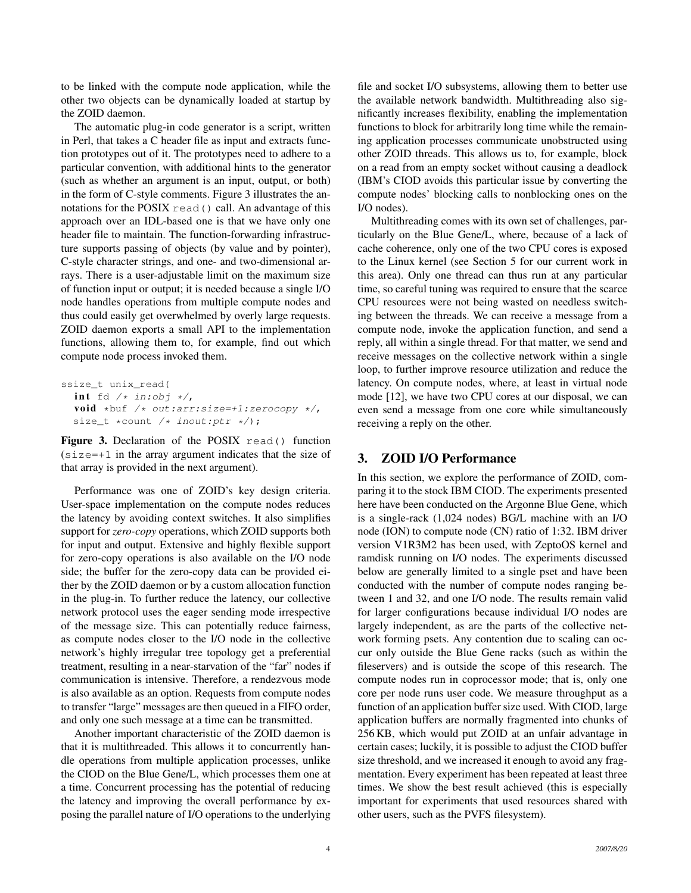to be linked with the compute node application, while the other two objects can be dynamically loaded at startup by the ZOID daemon.

The automatic plug-in code generator is a script, written in Perl, that takes a C header file as input and extracts function prototypes out of it. The prototypes need to adhere to a particular convention, with additional hints to the generator (such as whether an argument is an input, output, or both) in the form of C-style comments. Figure 3 illustrates the annotations for the POSIX `read()` call. An advantage of this approach over an IDL-based one is that we have only one header file to maintain. The function-forwarding infrastructure supports passing of objects (by value and by pointer), C-style character strings, and one- and two-dimensional arrays. There is a user-adjustable limit on the maximum size of function input or output; it is needed because a single I/O node handles operations from multiple compute nodes and thus could easily get overwhelmed by overly large requests. ZOID daemon exports a small API to the implementation functions, allowing them to, for example, find out which compute node process invoked them.

```
ssize_t unix_read(
   int fd /* in:obj */,
   void *buf /* out:arr:size=+1:zerocopy */,
   size_t *count /* inout:ptr */);
```

**Figure 3.** Declaration of the POSIX `read()` function (`size=+1` in the array argument indicates that the size of that array is provided in the next argument).

Performance was one of ZOID's key design criteria. User-space implementation on the compute nodes reduces the latency by avoiding context switches. It also simplifies support for *zero-copy* operations, which ZOID supports both for input and output. Extensive and highly flexible support for zero-copy operations is also available on the I/O node side; the buffer for the zero-copy data can be provided either by the ZOID daemon or by a custom allocation function in the plug-in. To further reduce the latency, our collective network protocol uses the eager sending mode irrespective of the message size. This can potentially reduce fairness, as compute nodes closer to the I/O node in the collective network's highly irregular tree topology get a preferential treatment, resulting in a near-starvation of the "far" nodes if communication is intensive. Therefore, a rendezvous mode is also available as an option. Requests from compute nodes to transfer "large" messages are then queued in a FIFO order, and only one such message at a time can be transmitted.

Another important characteristic of the ZOID daemon is that it is multithreaded. This allows it to concurrently handle operations from multiple application processes, unlike the CIOD on the Blue Gene/L, which processes them one at a time. Concurrent processing has the potential of reducing the latency and improving the overall performance by exposing the parallel nature of I/O operations to the underlying file and socket I/O subsystems, allowing them to better use the available network bandwidth. Multithreading also significantly increases flexibility, enabling the implementation functions to block for arbitrarily long time while the remaining application processes communicate unobstructed using other ZOID threads. This allows us to, for example, block on a read from an empty socket without causing a deadlock (IBM's CIOD avoids this particular issue by converting the compute nodes' blocking calls to nonblocking ones on the I/O nodes).

Multithreading comes with its own set of challenges, particularly on the Blue Gene/L, where, because of a lack of cache coherence, only one of the two CPU cores is exposed to the Linux kernel (see Section 5 for our current work in this area). Only one thread can thus run at any particular time, so careful tuning was required to ensure that the scarce CPU resources were not being wasted on needless switching between the threads. We can receive a message from a compute node, invoke the application function, and send a reply, all within a single thread. For that matter, we send and receive messages on the collective network within a single loop, to further improve resource utilization and reduce the latency. On compute nodes, where, at least in virtual node mode [12], we have two CPU cores at our disposal, we can even send a message from one core while simultaneously receiving a reply on the other.

## 3. ZOID I/O Performance

In this section, we explore the performance of ZOID, comparing it to the stock IBM CIOD. The experiments presented here have been conducted on the Argonne Blue Gene, which is a single-rack (1,024 nodes) BG/L machine with an I/O node (ION) to compute node (CN) ratio of 1:32. IBM driver version V1R3M2 has been used, with ZeptoOS kernel and ramdisk running on I/O nodes. The experiments discussed below are generally limited to a single pset and have been conducted with the number of compute nodes ranging between 1 and 32, and one I/O node. The results remain valid for larger configurations because individual I/O nodes are largely independent, as are the parts of the collective network forming psets. Any contention due to scaling can occur only outside the Blue Gene racks (such as within the fileservers) and is outside the scope of this research. The compute nodes run in coprocessor mode; that is, only one core per node runs user code. We measure throughput as a function of an application buffer size used. With CIOD, large application buffers are normally fragmented into chunks of 256 KB, which would put ZOID at an unfair advantage in certain cases; luckily, it is possible to adjust the CIOD buffer size threshold, and we increased it enough to avoid any fragmentation. Every experiment has been repeated at least three times. We show the best result achieved (this is especially important for experiments that used resources shared with other users, such as the PVFS filesystem).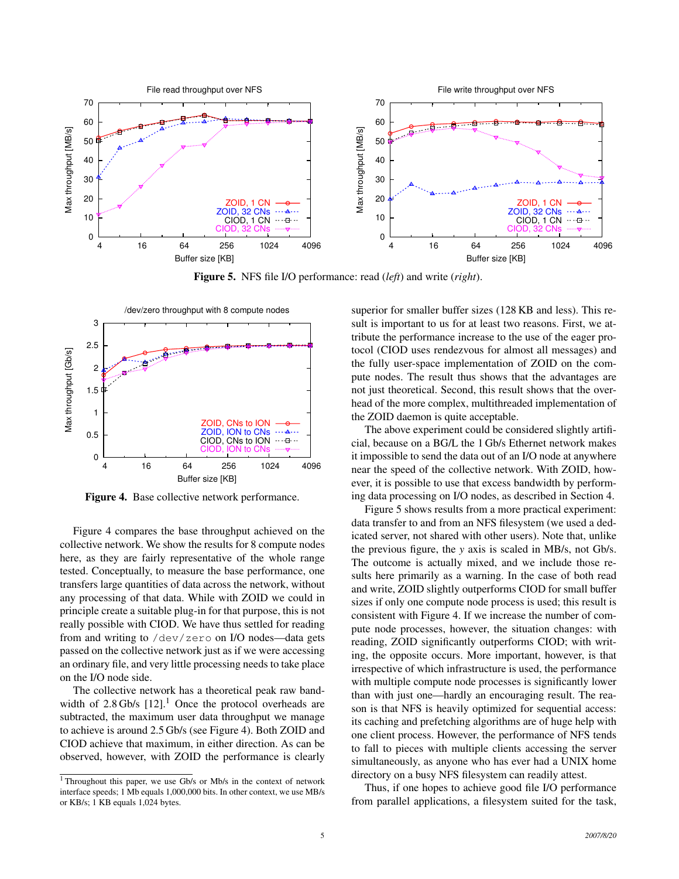Figure 5. NFS file I/O performance: read (*left*) and write (*right*).

Figure 4. Base collective network performance.

Figure 4 compares the base throughput achieved on the collective network. We show the results for 8 compute nodes here, as they are fairly representative of the whole range tested. Conceptually, to measure the base performance, one transfers large quantities of data across the network, without any processing of that data. While with ZOID we could in principle create a suitable plug-in for that purpose, this is not really possible with CIOD. We have thus settled for reading from and writing to `/dev/zero` on I/O nodes—data gets passed on the collective network just as if we were accessing an ordinary file, and very little processing needs to take place on the I/O node side.

The collective network has a theoretical peak raw bandwidth of 2.8 Gb/s [12].[1] Once the protocol overheads are subtracted, the maximum user data throughput we manage to achieve is around 2.5 Gb/s (see Figure 4). Both ZOID and CIOD achieve that maximum, in either direction. As can be observed, however, with ZOID the performance is clearly superior for smaller buffer sizes (128 KB and less). This result is important to us for at least two reasons. First, we attribute the performance increase to the use of the eager protocol (CIOD uses rendezvous for almost all messages) and the fully user-space implementation of ZOID on the compute nodes. The result thus shows that the advantages are not just theoretical. Second, this result shows that the overhead of the more complex, multithreaded implementation of the ZOID daemon is quite acceptable.

The above experiment could be considered slightly artificial, because on a BG/L the 1 Gb/s Ethernet network makes it impossible to send the data out of an I/O node at anywhere near the speed of the collective network. With ZOID, however, it is possible to use that excess bandwidth by performing data processing on I/O nodes, as described in Section 4.

Figure 5 shows results from a more practical experiment: data transfer to and from an NFS filesystem (we used a dedicated server, not shared with other users). Note that, unlike the previous figure, the *y* axis is scaled in MB/s, not Gb/s. The outcome is actually mixed, and we include those results here primarily as a warning. In the case of both read and write, ZOID slightly outperforms CIOD for small buffer sizes if only one compute node process is used; this result is consistent with Figure 4. If we increase the number of compute node processes, however, the situation changes: with reading, ZOID significantly outperforms CIOD; with writing, the opposite occurs. More important, however, is that irrespective of which infrastructure is used, the performance with multiple compute node processes is significantly lower than with just one—hardly an encouraging result. The reason is that NFS is heavily optimized for sequential access: its caching and prefetching algorithms are of huge help with one client process. However, the performance of NFS tends to fall to pieces with multiple clients accessing the server simultaneously, as anyone who has ever had a UNIX home directory on a busy NFS filesystem can readily attest.

Thus, if one hopes to achieve good file I/O performance from parallel applications, a filesystem suited for the task,

[1] Throughout this paper, we use Gb/s or Mb/s in the context of network interface speeds; 1 Mb equals 1,000,000 bits. In other context, we use MB/s or KB/s; 1 KB equals 1,024 bytes.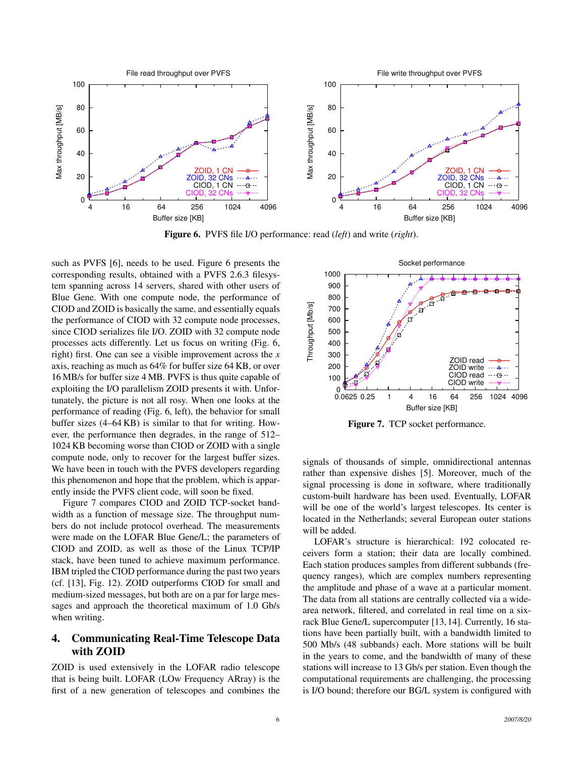Figure 6. PVFS file I/O performance: read (*left*) and write (*right*).

such as PVFS [6], needs to be used. Figure 6 presents the corresponding results, obtained with a PVFS 2.6.3 filesystem spanning across 14 servers, shared with other users of Blue Gene. With one compute node, the performance of CIOD and ZOID is basically the same, and essentially equals the performance of CIOD with 32 compute node processes, since CIOD serializes file I/O. ZOID with 32 compute node processes acts differently. Let us focus on writing (Fig. 6, right) first. One can see a visible improvement across the *x* axis, reaching as much as 64% for buffer size 64 KB, or over 16 MB/s for buffer size 4 MB. PVFS is thus quite capable of exploiting the I/O parallelism ZOID presents it with. Unfortunately, the picture is not all rosy. When one looks at the performance of reading (Fig. 6, left), the behavior for small buffer sizes (4–64 KB) is similar to that for writing. However, the performance then degrades, in the range of 512–1024 KB becoming worse than CIOD or ZOID with a single compute node, only to recover for the largest buffer sizes. We have been in touch with the PVFS developers regarding this phenomenon and hope that the problem, which is apparently inside the PVFS client code, will soon be fixed.

Figure 7 compares CIOD and ZOID TCP-socket bandwidth as a function of message size. The throughput numbers do not include protocol overhead. The measurements were made on the LOFAR Blue Gene/L; the parameters of CIOD and ZOID, as well as those of the Linux TCP/IP stack, have been tuned to achieve maximum performance. IBM tripled the CIOD performance during the past two years (cf. [13], Fig. 12). ZOID outperforms CIOD for small and medium-sized messages, but both are on a par for large messages and approach the theoretical maximum of 1.0 Gb/s when writing.

Figure 7. TCP socket performance.

## 4. Communicating Real-Time Telescope Data with ZOID

ZOID is used extensively in the LOFAR radio telescope that is being built. LOFAR (LOw Frequency ARray) is the first of a new generation of telescopes and combines the signals of thousands of simple, omnidirectional antennas rather than expensive dishes [5]. Moreover, much of the signal processing is done in software, where traditionally custom-built hardware has been used. Eventually, LOFAR will be one of the world's largest telescopes. Its center is located in the Netherlands; several European outer stations will be added.

LOFAR's structure is hierarchical: 192 colocated receivers form a station; their data are locally combined. Each station produces samples from different subbands (frequency ranges), which are complex numbers representing the amplitude and phase of a wave at a particular moment. The data from all stations are centrally collected via a wide-area network, filtered, and correlated in real time on a six-rack Blue Gene/L supercomputer [13, 14]. Currently, 16 stations have been partially built, with a bandwidth limited to 500 Mb/s (48 subbands) each. More stations will be built in the years to come, and the bandwidth of many of these stations will increase to 13 Gb/s per station. Even though the computational requirements are challenging, the processing is I/O bound; therefore our BG/L system is configured with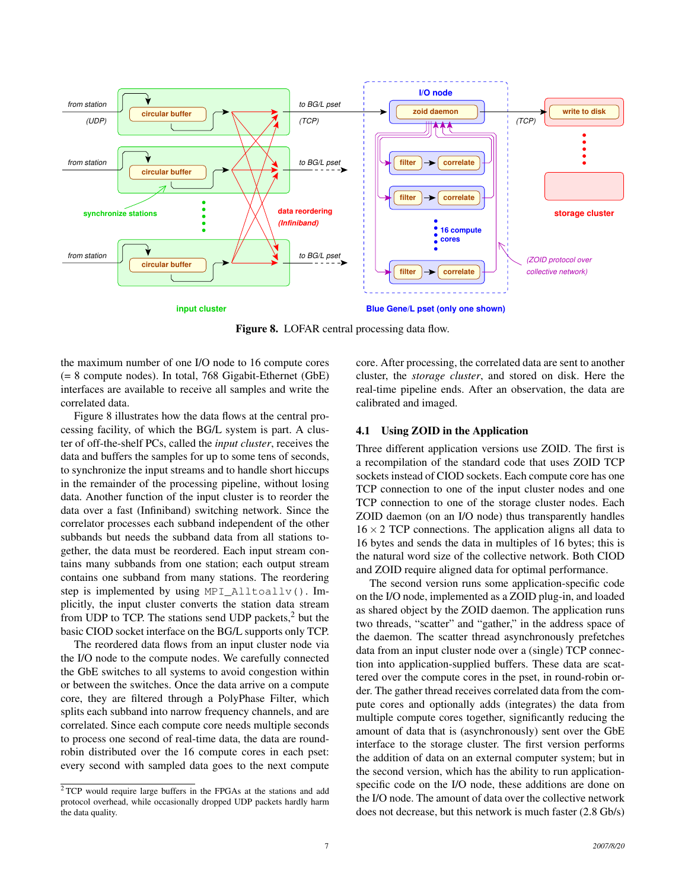**Figure 8.** LOFAR central processing data flow.

the maximum number of one I/O node to 16 compute cores (= 8 compute nodes). In total, 768 Gigabit-Ethernet (GbE) interfaces are available to receive all samples and write the correlated data.

Figure 8 illustrates how the data flows at the central processing facility, of which the BG/L system is part. A cluster of off-the-shelf PCs, called the *input cluster*, receives the data and buffers the samples for up to some tens of seconds, to synchronize the input streams and to handle short hiccups in the remainder of the processing pipeline, without losing data. Another function of the input cluster is to reorder the data over a fast (Infiniband) switching network. Since the correlator processes each subband independent of the other subbands but needs the subband data from all stations together, the data must be reordered. Each input stream contains many subbands from one station; each output stream contains one subband from many stations. The reordering step is implemented by using `MPI_Alltoallv()`. Implicitly, the input cluster converts the station data stream from UDP to TCP. The stations send UDP packets,[2] but the basic CIOD socket interface on the BG/L supports only TCP.

The reordered data flows from an input cluster node via the I/O node to the compute nodes. We carefully connected the GbE switches to all systems to avoid congestion within or between the switches. Once the data arrive on a compute core, they are filtered through a PolyPhase Filter, which splits each subband into narrow frequency channels, and are correlated. Since each compute core needs multiple seconds to process one second of real-time data, the data are round-robin distributed over the 16 compute cores in each pset: every second with sampled data goes to the next compute core. After processing, the correlated data are sent to another cluster, the *storage cluster*, and stored on disk. Here the real-time pipeline ends. After an observation, the data are calibrated and imaged.

[2] TCP would require large buffers in the FPGAs at the stations and add protocol overhead, while occasionally dropped UDP packets hardly harm the data quality.

## 4.1 Using ZOID in the Application

Three different application versions use ZOID. The first is a recompilation of the standard code that uses ZOID TCP sockets instead of CIOD sockets. Each compute core has one TCP connection to one of the input cluster nodes and one TCP connection to one of the storage cluster nodes. Each ZOID daemon (on an I/O node) thus transparently handles $16 \times 2$ TCP connections. The application aligns all data to 16 bytes and sends the data in multiples of 16 bytes; this is the natural word size of the collective network. Both CIOD and ZOID require aligned data for optimal performance.

The second version runs some application-specific code on the I/O node, implemented as a ZOID plug-in, and loaded as shared object by the ZOID daemon. The application runs two threads, "scatter" and "gather," in the address space of the daemon. The scatter thread asynchronously prefetches data from an input cluster node over a (single) TCP connection into application-supplied buffers. These data are scattered over the compute cores in the pset, in round-robin order. The gather thread receives correlated data from the compute cores and optionally adds (integrates) the data from multiple compute cores together, significantly reducing the amount of data that is (asynchronously) sent over the GbE interface to the storage cluster. The first version performs the addition of data on an external computer system; but in the second version, which has the ability to run application-specific code on the I/O node, these additions are done on the I/O node. The amount of data over the collective network does not decrease, but this network is much faster (2.8 Gb/s)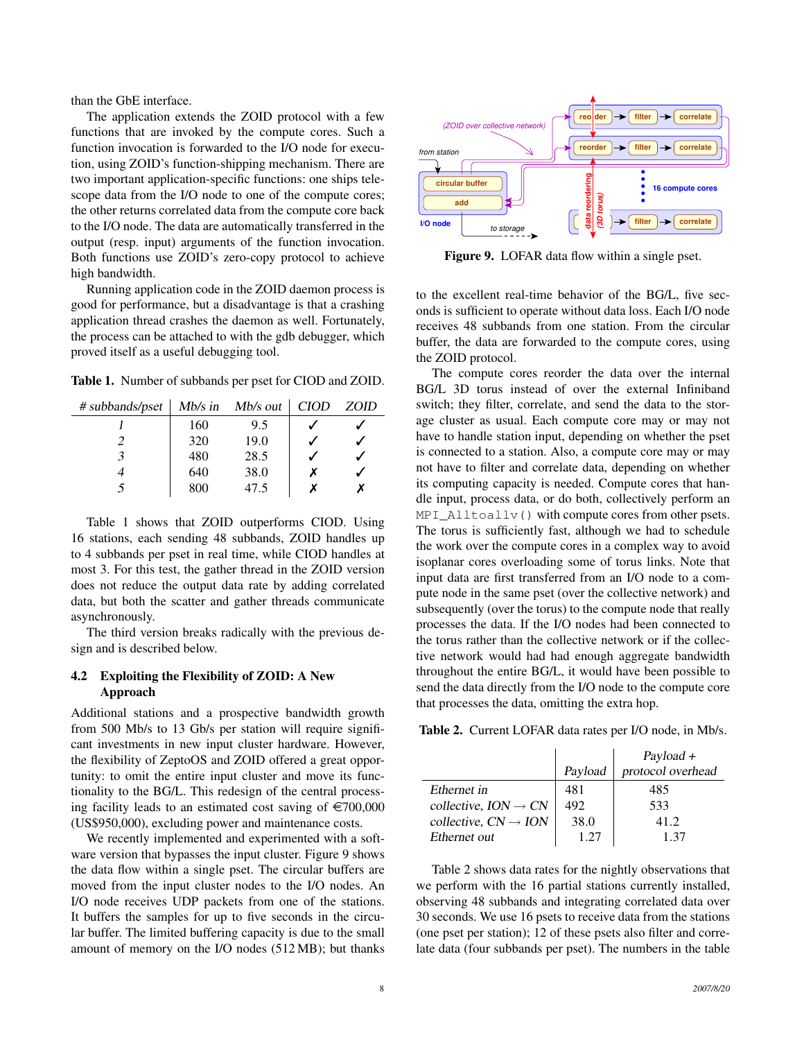than the GbE interface.

The application extends the ZOID protocol with a few functions that are invoked by the compute cores. Such a function invocation is forwarded to the I/O node for execution, using ZOID's function-shipping mechanism. There are two important application-specific functions: one ships telescope data from the I/O node to one of the compute cores; the other returns correlated data from the compute core back to the I/O node. The data are automatically transferred in the output (resp. input) arguments of the function invocation. Both functions use ZOID's zero-copy protocol to achieve high bandwidth.

Running application code in the ZOID daemon process is good for performance, but a disadvantage is that a crashing application thread crashes the daemon as well. Fortunately, the process can be attached to with the gdb debugger, which proved itself as a useful debugging tool.

**Table 1.** Number of subbands per pset for CIOD and ZOID.

| *# subbands/pset* | *Mb/s in* | *Mb/s out* | *CIOD* | *ZOID* |
|---|---|---|---|---|
| *1* | 160 | 9.5 | ✓ | ✓ |
| *2* | 320 | 19.0 | ✓ | ✓ |
| *3* | 480 | 28.5 | ✓ | ✓ |
| *4* | 640 | 38.0 | ✗ | ✓ |
| *5* | 800 | 47.5 | ✗ | ✗ |

Table 1 shows that ZOID outperforms CIOD. Using 16 stations, each sending 48 subbands, ZOID handles up to 4 subbands per pset in real time, while CIOD handles at most 3. For this test, the gather thread in the ZOID version does not reduce the output data rate by adding correlated data, but both the scatter and gather threads communicate asynchronously.

The third version breaks radically with the previous design and is described below.

### 4.2 Exploiting the Flexibility of ZOID: A New Approach

Additional stations and a prospective bandwidth growth from 500 Mb/s to 13 Gb/s per station will require significant investments in new input cluster hardware. However, the flexibility of ZeptoOS and ZOID offered a great opportunity: to omit the entire input cluster and move its functionality to the BG/L. This redesign of the central processing facility leads to an estimated cost saving of €700,000 (US$950,000), excluding power and maintenance costs.

We recently implemented and experimented with a software version that bypasses the input cluster. Figure 9 shows the data flow within a single pset. The circular buffers are moved from the input cluster nodes to the I/O nodes. An I/O node receives UDP packets from one of the stations. It buffers the samples for up to five seconds in the circular buffer. The limited buffering capacity is due to the small amount of memory on the I/O nodes (512 MB); but thanks

**Figure 9.** LOFAR data flow within a single pset.

to the excellent real-time behavior of the BG/L, five seconds is sufficient to operate without data loss. Each I/O node receives 48 subbands from one station. From the circular buffer, the data are forwarded to the compute cores, using the ZOID protocol.

The compute cores reorder the data over the internal BG/L 3D torus instead of over the external Infiniband switch; they filter, correlate, and send the data to the storage cluster as usual. Each compute core may or may not have to handle station input, depending on whether the pset is connected to a station. Also, a compute core may or may not have to filter and correlate data, depending on whether its computing capacity is needed. Compute cores that handle input, process data, or do both, collectively perform an `MPI_Alltoallv()` with compute cores from other psets. The torus is sufficiently fast, although we had to schedule the work over the compute cores in a complex way to avoid isoplanar cores overloading some of torus links. Note that input data are first transferred from an I/O node to a compute node in the same pset (over the collective network) and subsequently (over the torus) to the compute node that really processes the data. If the I/O nodes had been connected to the torus rather than the collective network or if the collective network would had had enough aggregate bandwidth throughout the entire BG/L, it would have been possible to send the data directly from the I/O node to the compute core that processes the data, omitting the extra hop.

**Table 2.** Current LOFAR data rates per I/O node, in Mb/s.

| | *Payload* | *Payload + protocol overhead* |
|---|---|---|
| *Ethernet in* | 481 | 485 |
| *collective, ION → CN* | 492 | 533 |
| *collective, CN → ION* | 38.0 | 41.2 |
| *Ethernet out* | 1.27 | 1.37 |

Table 2 shows data rates for the nightly observations that we perform with the 16 partial stations currently installed, observing 48 subbands and integrating correlated data over 30 seconds. We use 16 psets to receive data from the stations (one pset per station); 12 of these psets also filter and correlate data (four subbands per pset). The numbers in the table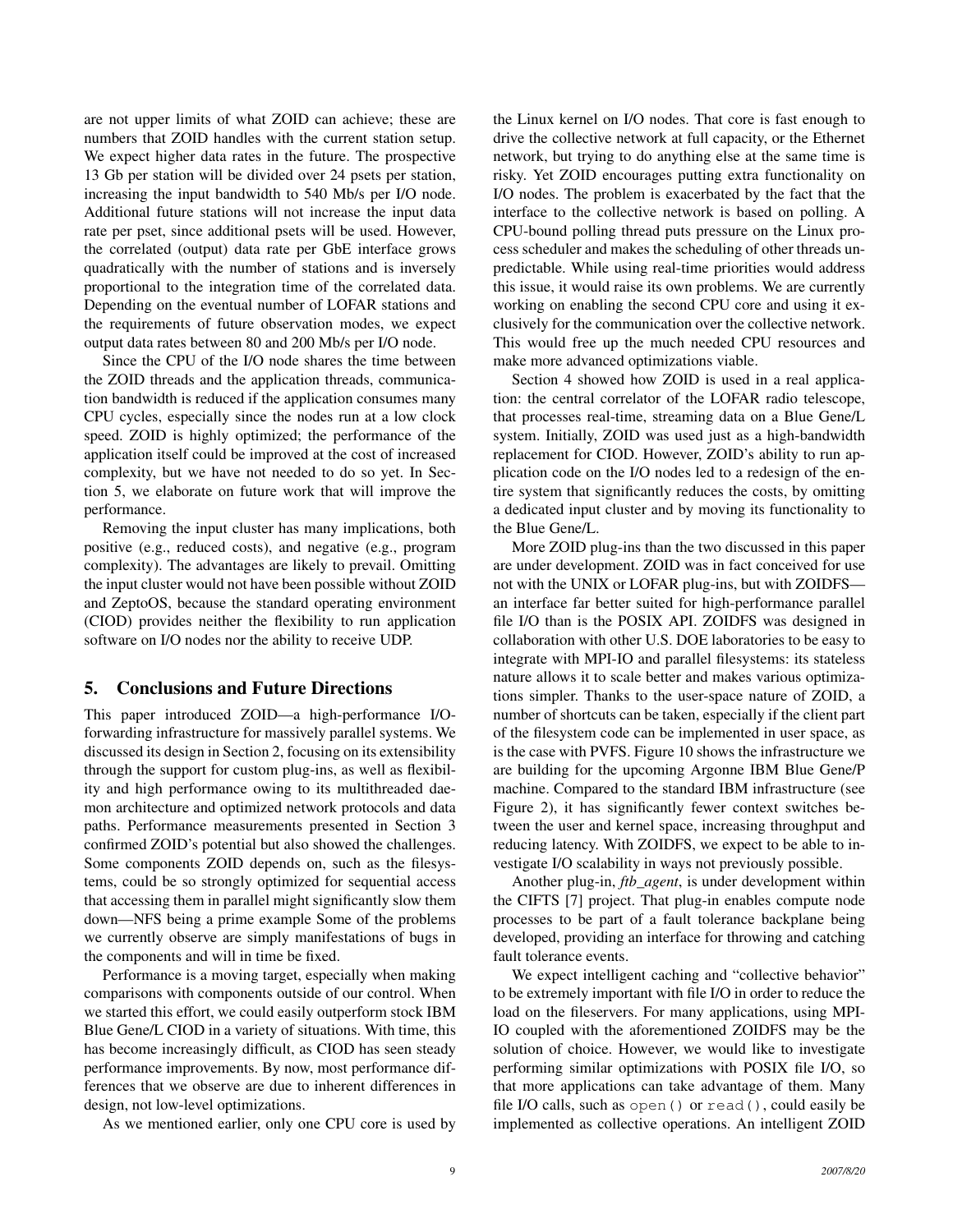are not upper limits of what ZOID can achieve; these are numbers that ZOID handles with the current station setup. We expect higher data rates in the future. The prospective 13 Gb per station will be divided over 24 psets per station, increasing the input bandwidth to 540 Mb/s per I/O node. Additional future stations will not increase the input data rate per pset, since additional psets will be used. However, the correlated (output) data rate per GbE interface grows quadratically with the number of stations and is inversely proportional to the integration time of the correlated data. Depending on the eventual number of LOFAR stations and the requirements of future observation modes, we expect output data rates between 80 and 200 Mb/s per I/O node.

Since the CPU of the I/O node shares the time between the ZOID threads and the application threads, communication bandwidth is reduced if the application consumes many CPU cycles, especially since the nodes run at a low clock speed. ZOID is highly optimized; the performance of the application itself could be improved at the cost of increased complexity, but we have not needed to do so yet. In Section 5, we elaborate on future work that will improve the performance.

Removing the input cluster has many implications, both positive (e.g., reduced costs), and negative (e.g., program complexity). The advantages are likely to prevail. Omitting the input cluster would not have been possible without ZOID and ZeptoOS, because the standard operating environment (CIOD) provides neither the flexibility to run application software on I/O nodes nor the ability to receive UDP.

## 5. Conclusions and Future Directions

This paper introduced ZOID—a high-performance I/O-forwarding infrastructure for massively parallel systems. We discussed its design in Section 2, focusing on its extensibility through the support for custom plug-ins, as well as flexibility and high performance owing to its multithreaded daemon architecture and optimized network protocols and data paths. Performance measurements presented in Section 3 confirmed ZOID's potential but also showed the challenges. Some components ZOID depends on, such as the filesystems, could be so strongly optimized for sequential access that accessing them in parallel might significantly slow them down—NFS being a prime example Some of the problems we currently observe are simply manifestations of bugs in the components and will in time be fixed.

Performance is a moving target, especially when making comparisons with components outside of our control. When we started this effort, we could easily outperform stock IBM Blue Gene/L CIOD in a variety of situations. With time, this has become increasingly difficult, as CIOD has seen steady performance improvements. By now, most performance differences that we observe are due to inherent differences in design, not low-level optimizations.

As we mentioned earlier, only one CPU core is used by the Linux kernel on I/O nodes. That core is fast enough to drive the collective network at full capacity, or the Ethernet network, but trying to do anything else at the same time is risky. Yet ZOID encourages putting extra functionality on I/O nodes. The problem is exacerbated by the fact that the interface to the collective network is based on polling. A CPU-bound polling thread puts pressure on the Linux process scheduler and makes the scheduling of other threads unpredictable. While using real-time priorities would address this issue, it would raise its own problems. We are currently working on enabling the second CPU core and using it exclusively for the communication over the collective network. This would free up the much needed CPU resources and make more advanced optimizations viable.

Section 4 showed how ZOID is used in a real application: the central correlator of the LOFAR radio telescope, that processes real-time, streaming data on a Blue Gene/L system. Initially, ZOID was used just as a high-bandwidth replacement for CIOD. However, ZOID's ability to run application code on the I/O nodes led to a redesign of the entire system that significantly reduces the costs, by omitting a dedicated input cluster and by moving its functionality to the Blue Gene/L.

More ZOID plug-ins than the two discussed in this paper are under development. ZOID was in fact conceived for use not with the UNIX or LOFAR plug-ins, but with ZOIDFS—an interface far better suited for high-performance parallel file I/O than is the POSIX API. ZOIDFS was designed in collaboration with other U.S. DOE laboratories to be easy to integrate with MPI-IO and parallel filesystems: its stateless nature allows it to scale better and makes various optimizations simpler. Thanks to the user-space nature of ZOID, a number of shortcuts can be taken, especially if the client part of the filesystem code can be implemented in user space, as is the case with PVFS. Figure 10 shows the infrastructure we are building for the upcoming Argonne IBM Blue Gene/P machine. Compared to the standard IBM infrastructure (see Figure 2), it has significantly fewer context switches between the user and kernel space, increasing throughput and reducing latency. With ZOIDFS, we expect to be able to investigate I/O scalability in ways not previously possible.

Another plug-in, *ftb_agent*, is under development within the CIFTS [7] project. That plug-in enables compute node processes to be part of a fault tolerance backplane being developed, providing an interface for throwing and catching fault tolerance events.

We expect intelligent caching and "collective behavior" to be extremely important with file I/O in order to reduce the load on the fileservers. For many applications, using MPI-IO coupled with the aforementioned ZOIDFS may be the solution of choice. However, we would like to investigate performing similar optimizations with POSIX file I/O, so that more applications can take advantage of them. Many file I/O calls, such as `open()` or `read()`, could easily be implemented as collective operations. An intelligent ZOID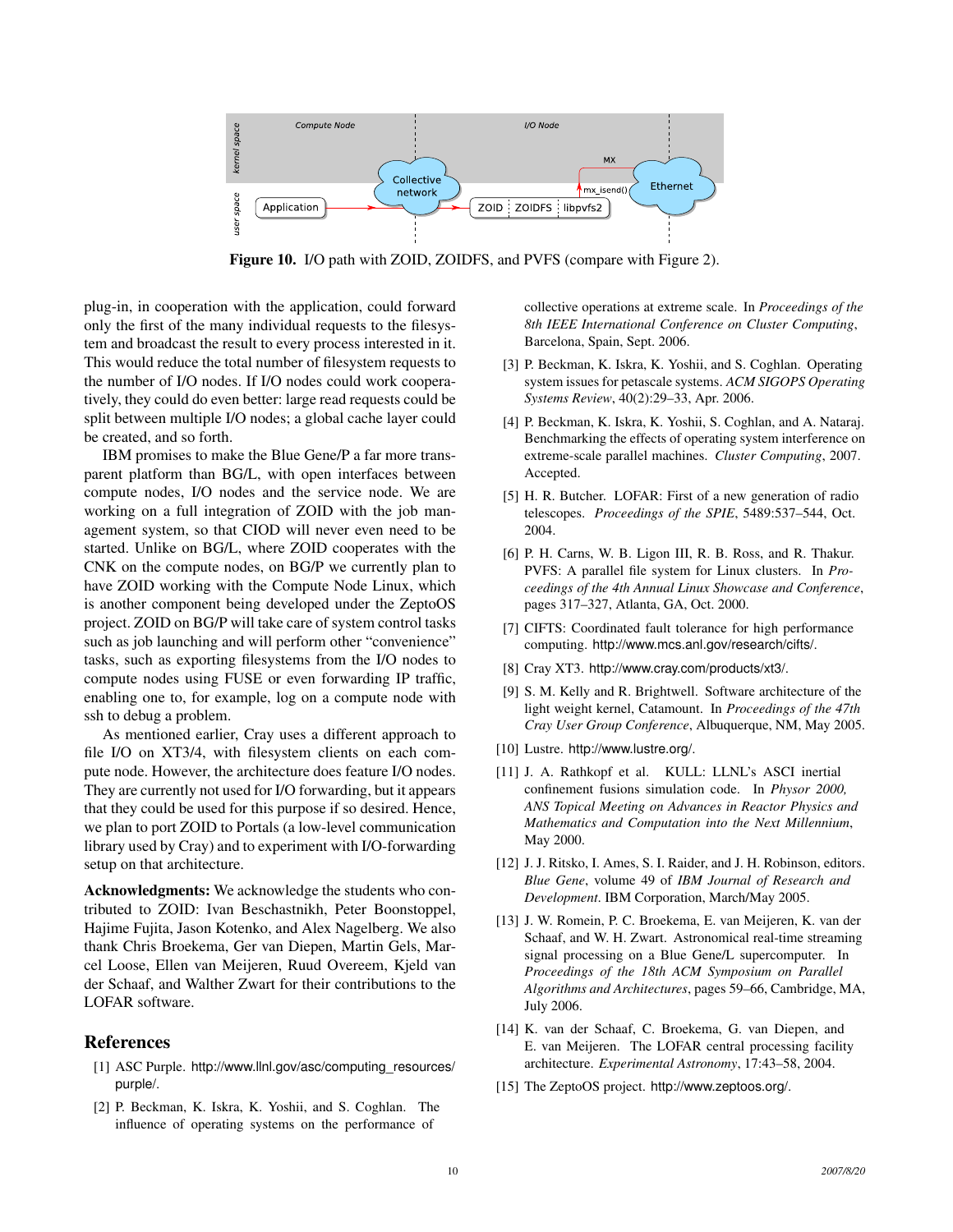Figure 10. I/O path with ZOID, ZOIDFS, and PVFS (compare with Figure 2).

plug-in, in cooperation with the application, could forward only the first of the many individual requests to the filesystem and broadcast the result to every process interested in it. This would reduce the total number of filesystem requests to the number of I/O nodes. If I/O nodes could work cooperatively, they could do even better: large read requests could be split between multiple I/O nodes; a global cache layer could be created, and so forth.

IBM promises to make the Blue Gene/P a far more transparent platform than BG/L, with open interfaces between compute nodes, I/O nodes and the service node. We are working on a full integration of ZOID with the job management system, so that CIOD will never even need to be started. Unlike on BG/L, where ZOID cooperates with the CNK on the compute nodes, on BG/P we currently plan to have ZOID working with the Compute Node Linux, which is another component being developed under the ZeptoOS project. ZOID on BG/P will take care of system control tasks such as job launching and will perform other "convenience" tasks, such as exporting filesystems from the I/O nodes to compute nodes using FUSE or even forwarding IP traffic, enabling one to, for example, log on a compute node with ssh to debug a problem.

As mentioned earlier, Cray uses a different approach to file I/O on XT3/4, with filesystem clients on each compute node. However, the architecture does feature I/O nodes. They are currently not used for I/O forwarding, but it appears that they could be used for this purpose if so desired. Hence, we plan to port ZOID to Portals (a low-level communication library used by Cray) and to experiment with I/O-forwarding setup on that architecture.

**Acknowledgments:** We acknowledge the students who contributed to ZOID: Ivan Beschastnikh, Peter Boonstoppel, Hajime Fujita, Jason Kotenko, and Alex Nagelberg. We also thank Chris Broekema, Ger van Diepen, Martin Gels, Marcel Loose, Ellen van Meijeren, Ruud Overeem, Kjeld van der Schaaf, and Walther Zwart for their contributions to the LOFAR software.

## References

[1] ASC Purple. http://www.llnl.gov/asc/computing_resources/purple/.

[2] P. Beckman, K. Iskra, K. Yoshii, and S. Coghlan. The influence of operating systems on the performance of collective operations at extreme scale. In *Proceedings of the 8th IEEE International Conference on Cluster Computing*, Barcelona, Spain, Sept. 2006.

[3] P. Beckman, K. Iskra, K. Yoshii, and S. Coghlan. Operating system issues for petascale systems. *ACM SIGOPS Operating Systems Review*, 40(2):29–33, Apr. 2006.

[4] P. Beckman, K. Iskra, K. Yoshii, S. Coghlan, and A. Nataraj. Benchmarking the effects of operating system interference on extreme-scale parallel machines. *Cluster Computing*, 2007. Accepted.

[5] H. R. Butcher. LOFAR: First of a new generation of radio telescopes. *Proceedings of the SPIE*, 5489:537–544, Oct. 2004.

[6] P. H. Carns, W. B. Ligon III, R. B. Ross, and R. Thakur. PVFS: A parallel file system for Linux clusters. In *Proceedings of the 4th Annual Linux Showcase and Conference*, pages 317–327, Atlanta, GA, Oct. 2000.

[7] CIFTS: Coordinated fault tolerance for high performance computing. http://www.mcs.anl.gov/research/cifts/.

[8] Cray XT3. http://www.cray.com/products/xt3/.

[9] S. M. Kelly and R. Brightwell. Software architecture of the light weight kernel, Catamount. In *Proceedings of the 47th Cray User Group Conference*, Albuquerque, NM, May 2005.

[10] Lustre. http://www.lustre.org/.

[11] J. A. Rathkopf et al. KULL: LLNL's ASCI inertial confinement fusions simulation code. In *Physor 2000, ANS Topical Meeting on Advances in Reactor Physics and Mathematics and Computation into the Next Millennium*, May 2000.

[12] J. J. Ritsko, I. Ames, S. I. Raider, and J. H. Robinson, editors. *Blue Gene*, volume 49 of *IBM Journal of Research and Development*. IBM Corporation, March/May 2005.

[13] J. W. Romein, P. C. Broekema, E. van Meijeren, K. van der Schaaf, and W. H. Zwart. Astronomical real-time streaming signal processing on a Blue Gene/L supercomputer. In *Proceedings of the 18th ACM Symposium on Parallel Algorithms and Architectures*, pages 59–66, Cambridge, MA, July 2006.

[14] K. van der Schaaf, C. Broekema, G. van Diepen, and E. van Meijeren. The LOFAR central processing facility architecture. *Experimental Astronomy*, 17:43–58, 2004.

[15] The ZeptoOS project. http://www.zeptoos.org/.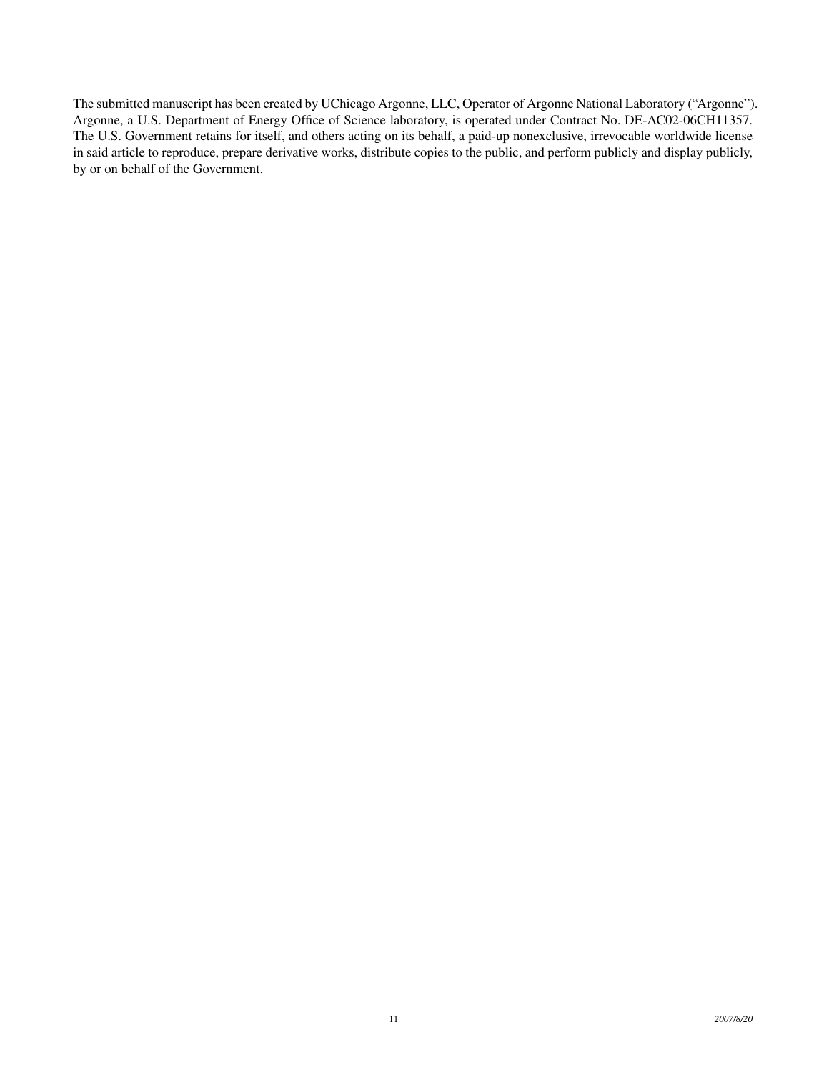The submitted manuscript has been created by UChicago Argonne, LLC, Operator of Argonne National Laboratory ("Argonne"). Argonne, a U.S. Department of Energy Office of Science laboratory, is operated under Contract No. DE-AC02-06CH11357. The U.S. Government retains for itself, and others acting on its behalf, a paid-up nonexclusive, irrevocable worldwide license in said article to reproduce, prepare derivative works, distribute copies to the public, and perform publicly and display publicly, by or on behalf of the Government.